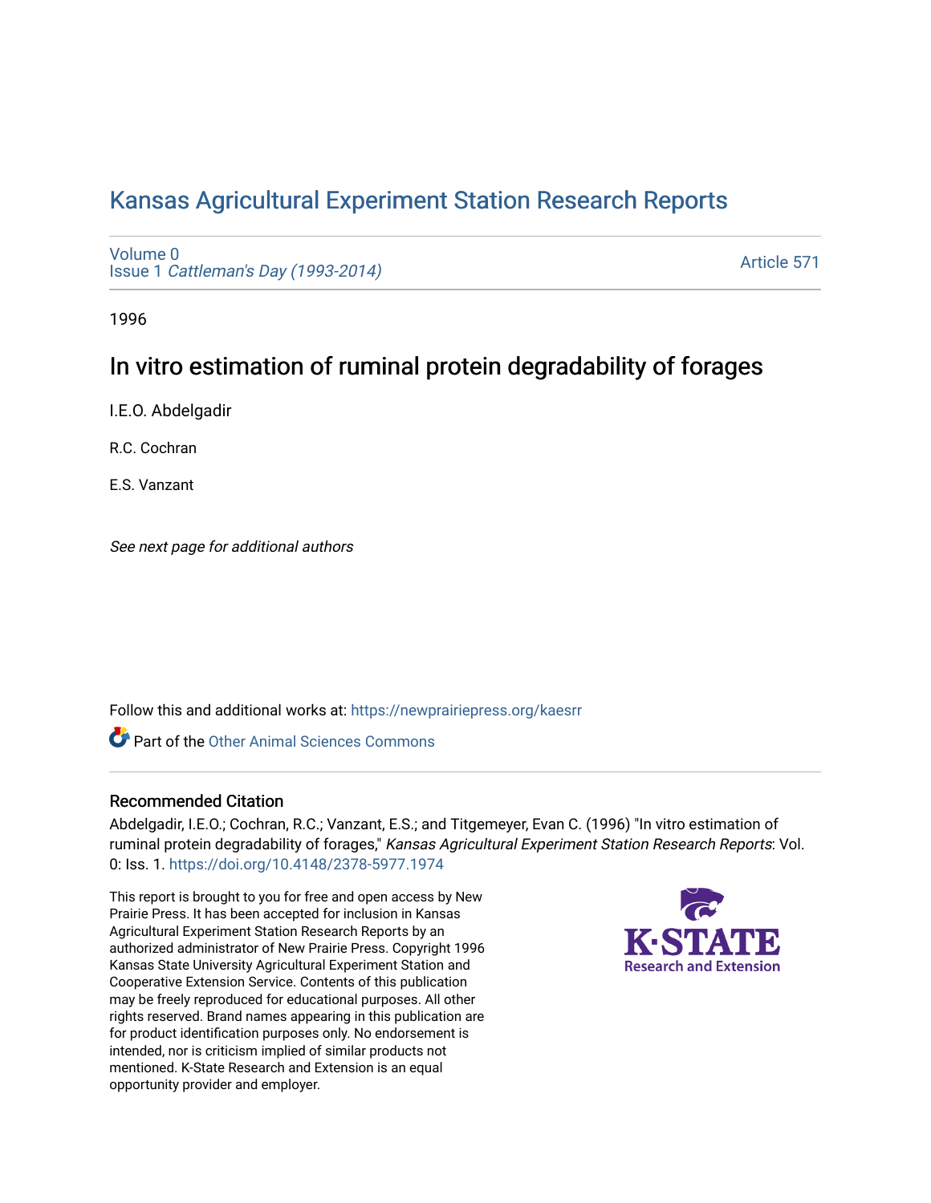# Kansas Agricultural Experiment Station Research Reports

Volume 0
Issue 1 *Cattleman's Day (1993-2014)*

Article 571

1996

## In vitro estimation of ruminal protein degradability of forages

I.E.O. Abdelgadir

R.C. Cochran

E.S. Vanzant

*See next page for additional authors*

Follow this and additional works at: https://newprairiepress.org/kaesrr

Part of the Other Animal Sciences Commons

### Recommended Citation

Abdelgadir, I.E.O.; Cochran, R.C.; Vanzant, E.S.; and Titgemeyer, Evan C. (1996) "In vitro estimation of ruminal protein degradability of forages," *Kansas Agricultural Experiment Station Research Reports*: Vol. 0: Iss. 1. https://doi.org/10.4148/2378-5977.1974

This report is brought to you for free and open access by New Prairie Press. It has been accepted for inclusion in Kansas Agricultural Experiment Station Research Reports by an authorized administrator of New Prairie Press. Copyright 1996 Kansas State University Agricultural Experiment Station and Cooperative Extension Service. Contents of this publication may be freely reproduced for educational purposes. All other rights reserved. Brand names appearing in this publication are for product identification purposes only. No endorsement is intended, nor is criticism implied of similar products not mentioned. K-State Research and Extension is an equal opportunity provider and employer.

K-STATE Research and Extension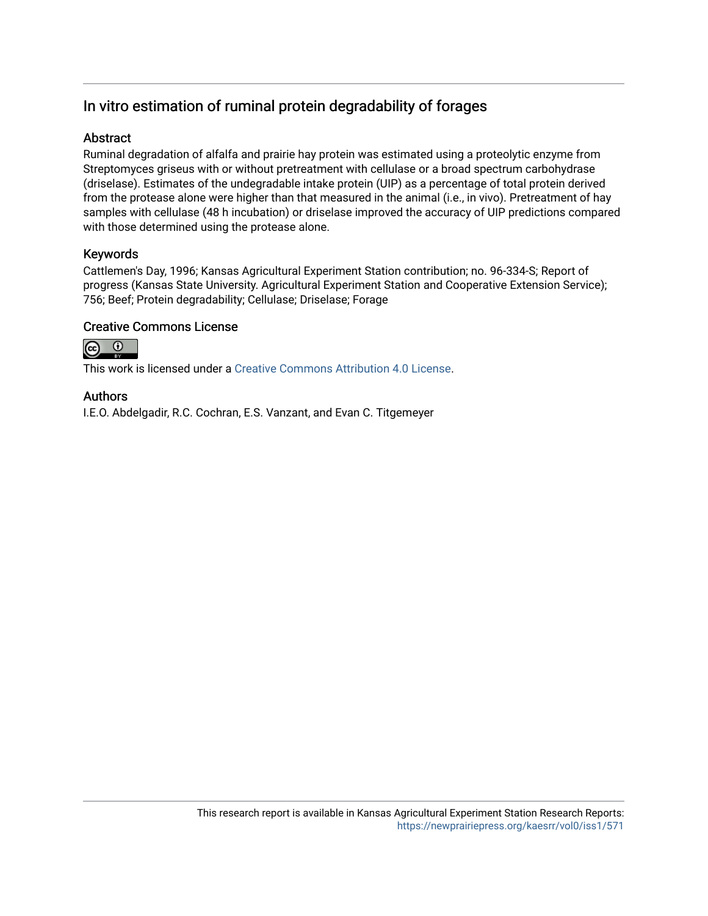## In vitro estimation of ruminal protein degradability of forages

### Abstract

Ruminal degradation of alfalfa and prairie hay protein was estimated using a proteolytic enzyme from Streptomyces griseus with or without pretreatment with cellulase or a broad spectrum carbohydrase (driselase). Estimates of the undegradable intake protein (UIP) as a percentage of total protein derived from the protease alone were higher than that measured in the animal (i.e., in vivo). Pretreatment of hay samples with cellulase (48 h incubation) or driselase improved the accuracy of UIP predictions compared with those determined using the protease alone.

### Keywords

Cattlemen's Day, 1996; Kansas Agricultural Experiment Station contribution; no. 96-334-S; Report of progress (Kansas State University. Agricultural Experiment Station and Cooperative Extension Service); 756; Beef; Protein degradability; Cellulase; Driselase; Forage

### Creative Commons License

This work is licensed under a Creative Commons Attribution 4.0 License.

### Authors

I.E.O. Abdelgadir, R.C. Cochran, E.S. Vanzant, and Evan C. Titgemeyer

This research report is available in Kansas Agricultural Experiment Station Research Reports: https://newprairiepress.org/kaesrr/vol0/iss1/571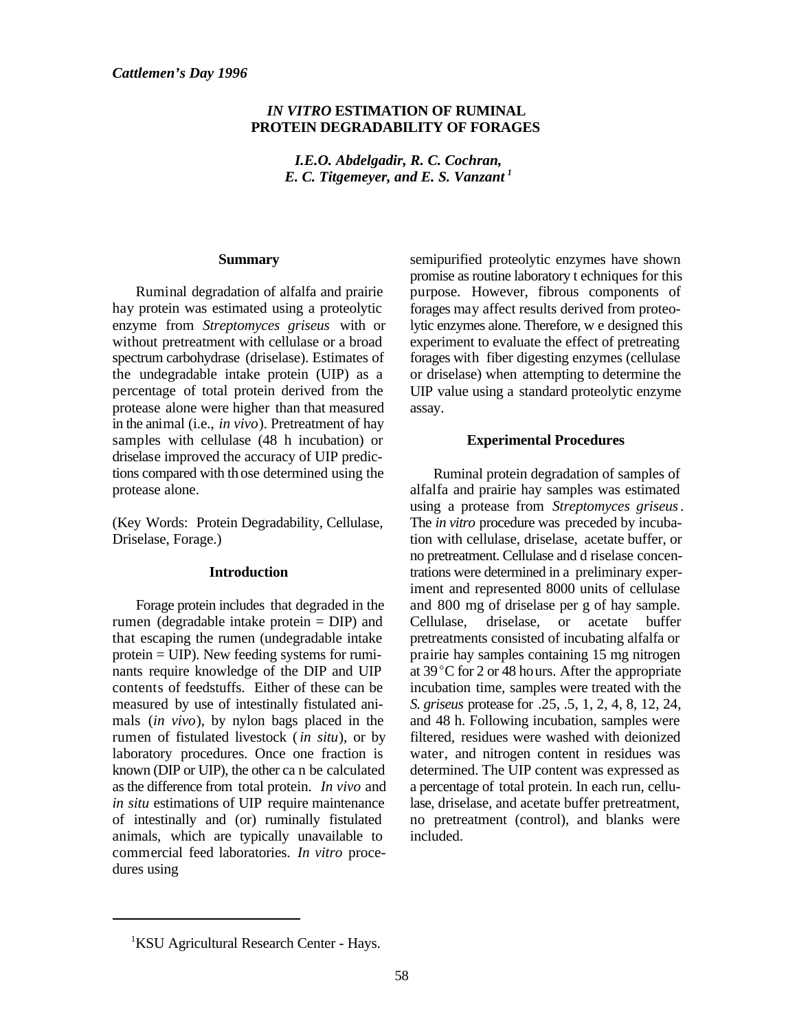*Cattlemen's Day 1996*

# *IN VITRO* ESTIMATION OF RUMINAL PROTEIN DEGRADABILITY OF FORAGES

***I.E.O. Abdelgadir, R. C. Cochran, E. C. Titgemeyer, and E. S. Vanzant*** [1]

## Summary

Ruminal degradation of alfalfa and prairie hay protein was estimated using a proteolytic enzyme from *Streptomyces griseus* with or without pretreatment with cellulase or a broad spectrum carbohydrase (driselase). Estimates of the undegradable intake protein (UIP) as a percentage of total protein derived from the protease alone were higher than that measured in the animal (i.e., *in vivo*). Pretreatment of hay samples with cellulase (48 h incubation) or driselase improved the accuracy of UIP predictions compared with those determined using the protease alone.

(Key Words: Protein Degradability, Cellulase, Driselase, Forage.)

## Introduction

Forage protein includes that degraded in the rumen (degradable intake protein = DIP) and that escaping the rumen (undegradable intake protein = UIP). New feeding systems for ruminants require knowledge of the DIP and UIP contents of feedstuffs. Either of these can be measured by use of intestinally fistulated animals (*in vivo*), by nylon bags placed in the rumen of fistulated livestock (*in situ*), or by laboratory procedures. Once one fraction is known (DIP or UIP), the other can be calculated as the difference from total protein. *In vivo* and *in situ* estimations of UIP require maintenance of intestinally and (or) ruminally fistulated animals, which are typically unavailable to commercial feed laboratories. *In vitro* procedures using semipurified proteolytic enzymes have shown promise as routine laboratory techniques for this purpose. However, fibrous components of forages may affect results derived from proteolytic enzymes alone. Therefore, we designed this experiment to evaluate the effect of pretreating forages with fiber digesting enzymes (cellulase or driselase) when attempting to determine the UIP value using a standard proteolytic enzyme assay.

## Experimental Procedures

Ruminal protein degradation of samples of alfalfa and prairie hay samples was estimated using a protease from *Streptomyces griseus*. The *in vitro* procedure was preceded by incubation with cellulase, driselase, acetate buffer, or no pretreatment. Cellulase and driselase concentrations were determined in a preliminary experiment and represented 8000 units of cellulase and 800 mg of driselase per g of hay sample. Cellulase, driselase, or acetate buffer pretreatments consisted of incubating alfalfa or prairie hay samples containing 15 mg nitrogen at 39°C for 2 or 48 hours. After the appropriate incubation time, samples were treated with the *S. griseus* protease for .25, .5, 1, 2, 4, 8, 12, 24, and 48 h. Following incubation, samples were filtered, residues were washed with deionized water, and nitrogen content in residues was determined. The UIP content was expressed as a percentage of total protein. In each run, cellulase, driselase, and acetate buffer pretreatment, no pretreatment (control), and blanks were included.

[1] KSU Agricultural Research Center - Hays.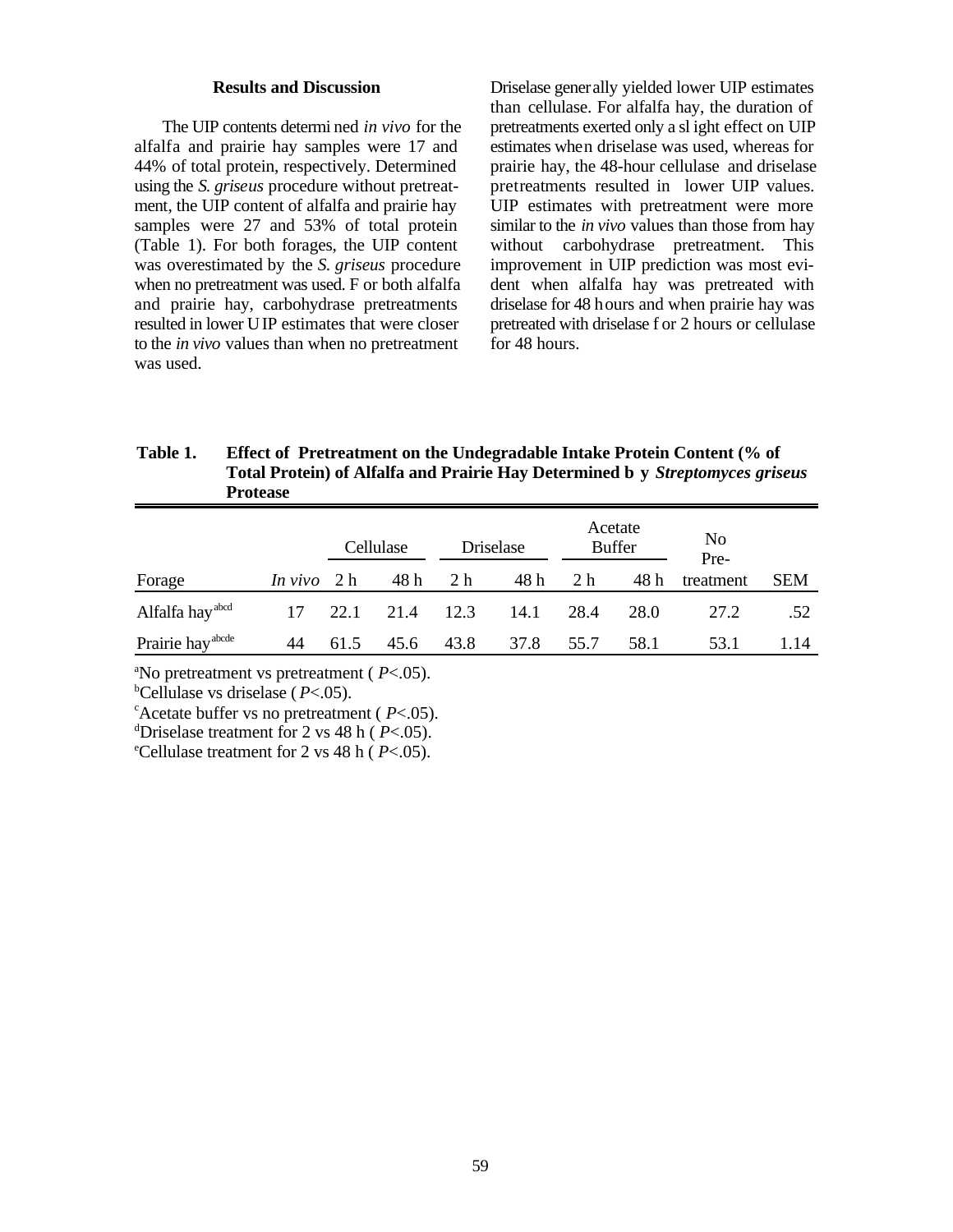## Results and Discussion

The UIP contents determined *in vivo* for the alfalfa and prairie hay samples were 17 and 44% of total protein, respectively. Determined using the *S. griseus* procedure without pretreatment, the UIP content of alfalfa and prairie hay samples were 27 and 53% of total protein (Table 1). For both forages, the UIP content was overestimated by the *S. griseus* procedure when no pretreatment was used. For both alfalfa and prairie hay, carbohydrase pretreatments resulted in lower UIP estimates that were closer to the *in vivo* values than when no pretreatment was used.

Driselase generally yielded lower UIP estimates than cellulase. For alfalfa hay, the duration of pretreatments exerted only a slight effect on UIP estimates when driselase was used, whereas for prairie hay, the 48-hour cellulase and driselase pretreatments resulted in lower UIP values. UIP estimates with pretreatment were more similar to the *in vivo* values than those from hay without carbohydrase pretreatment. This improvement in UIP prediction was most evident when alfalfa hay was pretreated with driselase for 48 hours and when prairie hay was pretreated with driselase for 2 hours or cellulase for 48 hours.

**Table 1. Effect of Pretreatment on the Undegradable Intake Protein Content (% of Total Protein) of Alfalfa and Prairie Hay Determined by *Streptomyces griseus* Protease**

| | | Cellulase | | Driselase | | Acetate Buffer | | No Pre- | |
|---|---|---|---|---|---|---|---|---|---|
| Forage | *In vivo* | 2 h | 48 h | 2 h | 48 h | 2 h | 48 h | treatment | SEM |
| Alfalfa hay[abcd] | 17 | 22.1 | 21.4 | 12.3 | 14.1 | 28.4 | 28.0 | 27.2 | .52 |
| Prairie hay[abcde] | 44 | 61.5 | 45.6 | 43.8 | 37.8 | 55.7 | 58.1 | 53.1 | 1.14 |

[a]No pretreatment vs pretreatment ($P$<.05).
[b]Cellulase vs driselase ($P$<.05).
[c]Acetate buffer vs no pretreatment ($P$<.05).
[d]Driselase treatment for 2 vs 48 h ($P$<.05).
[e]Cellulase treatment for 2 vs 48 h ($P$<.05).